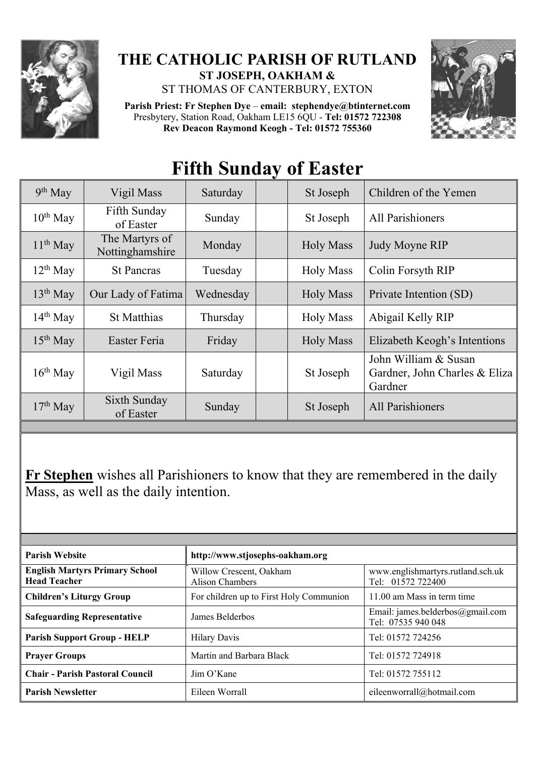# THE CATHOLIC PARISH OF RUTLAND

**ST JOSEPH, OAKHAM &**

ST THOMAS OF CANTERBURY, EXTON

**Parish Priest: Fr Stephen Dye – email: stephendye@btinternet.com**
Presbytery, Station Road, Oakham LE15 6QU - **Tel: 01572 722308**
**Rev Deacon Raymond Keogh - Tel: 01572 755360**

# Fifth Sunday of Easter

| | | | | | |
|---|---|---|---|---|---|
| 9th May | Vigil Mass | Saturday | | St Joseph | Children of the Yemen |
| 10th May | Fifth Sunday of Easter | Sunday | | St Joseph | All Parishioners |
| 11th May | The Martyrs of Nottinghamshire | Monday | | Holy Mass | Judy Moyne RIP |
| 12th May | St Pancras | Tuesday | | Holy Mass | Colin Forsyth RIP |
| 13th May | Our Lady of Fatima | Wednesday | | Holy Mass | Private Intention (SD) |
| 14th May | St Matthias | Thursday | | Holy Mass | Abigail Kelly RIP |
| 15th May | Easter Feria | Friday | | Holy Mass | Elizabeth Keogh's Intentions |
| 16th May | Vigil Mass | Saturday | | St Joseph | John William & Susan Gardner, John Charles & Eliza Gardner |
| 17th May | Sixth Sunday of Easter | Sunday | | St Joseph | All Parishioners |

**Fr Stephen** wishes all Parishioners to know that they are remembered in the daily Mass, as well as the daily intention.

| | | |
|---|---|---|
| **Parish Website** | **http://www.stjosephs-oakham.org** | |
| **English Martyrs Primary School Head Teacher** | Willow Crescent, Oakham Alison Chambers | www.englishmartyrs.rutland.sch.uk Tel: 01572 722400 |
| **Children's Liturgy Group** | For children up to First Holy Communion | 11.00 am Mass in term time |
| **Safeguarding Representative** | James Belderbos | Email: james.belderbos@gmail.com Tel: 07535 940 048 |
| **Parish Support Group - HELP** | Hilary Davis | Tel: 01572 724256 |
| **Prayer Groups** | Martin and Barbara Black | Tel: 01572 724918 |
| **Chair - Parish Pastoral Council** | Jim O'Kane | Tel: 01572 755112 |
| **Parish Newsletter** | Eileen Worrall | eileenworrall@hotmail.com |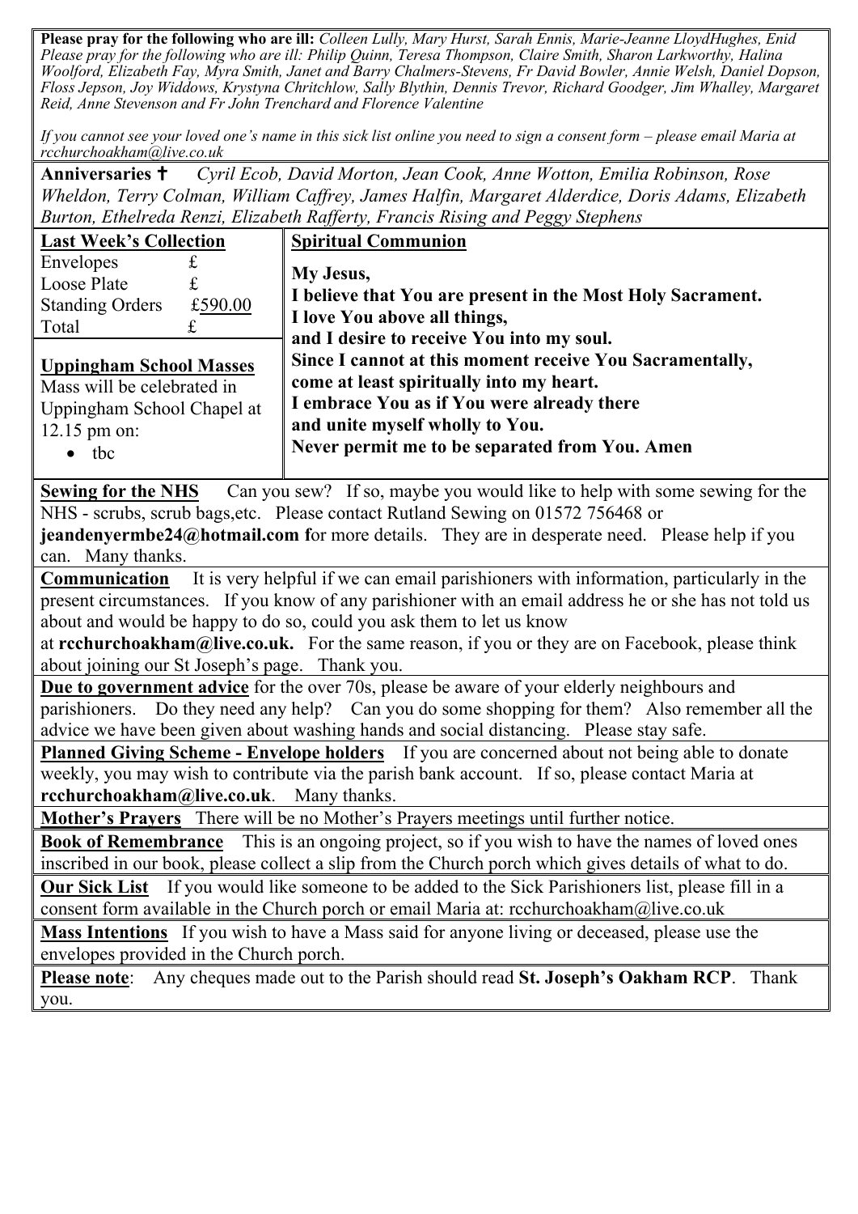**Please pray for the following who are ill:** *Colleen Lully, Mary Hurst, Sarah Ennis, Marie-Jeanne LloydHughes, Enid Please pray for the following who are ill: Philip Quinn, Teresa Thompson, Claire Smith, Sharon Larkworthy, Halina Woolford, Elizabeth Fay, Myra Smith, Janet and Barry Chalmers-Stevens, Fr David Bowler, Annie Welsh, Daniel Dopson, Floss Jepson, Joy Widdows, Krystyna Chritchlow, Sally Blythin, Dennis Trevor, Richard Goodger, Jim Whalley, Margaret Reid, Anne Stevenson and Fr John Trenchard and Florence Valentine*

*If you cannot see your loved one's name in this sick list online you need to sign a consent form – please email Maria at rcchurchoakham@live.co.uk*

**Anniversaries ✝** *Cyril Ecob, David Morton, Jean Cook, Anne Wotton, Emilia Robinson, Rose Wheldon, Terry Colman, William Caffrey, James Halfin, Margaret Alderdice, Doris Adams, Elizabeth Burton, Ethelreda Renzi, Elizabeth Rafferty, Francis Rising and Peggy Stephens*

**Last Week's Collection**

| | |
|---|---|
| Envelopes | £ |
| Loose Plate | £ |
| Standing Orders | £590.00 |
| Total | £ |

**Uppingham School Masses**

Mass will be celebrated in Uppingham School Chapel at 12.15 pm on:

- tbc

**Spiritual Communion**

**My Jesus,**
**I believe that You are present in the Most Holy Sacrament.**
**I love You above all things,**
**and I desire to receive You into my soul.**
**Since I cannot at this moment receive You Sacramentally,**
**come at least spiritually into my heart.**
**I embrace You as if You were already there**
**and unite myself wholly to You.**
**Never permit me to be separated from You. Amen**

**Sewing for the NHS** Can you sew? If so, maybe you would like to help with some sewing for the NHS - scrubs, scrub bags,etc. Please contact Rutland Sewing on 01572 756468 or **jeandenyermbe24@hotmail.com f**or more details. They are in desperate need. Please help if you can. Many thanks.

**Communication** It is very helpful if we can email parishioners with information, particularly in the present circumstances. If you know of any parishioner with an email address he or she has not told us about and would be happy to do so, could you ask them to let us know at **rcchurchoakham@live.co.uk.** For the same reason, if you or they are on Facebook, please think about joining our St Joseph's page. Thank you.

**Due to government advice** for the over 70s, please be aware of your elderly neighbours and parishioners. Do they need any help? Can you do some shopping for them? Also remember all the advice we have been given about washing hands and social distancing. Please stay safe.

**Planned Giving Scheme - Envelope holders** If you are concerned about not being able to donate weekly, you may wish to contribute via the parish bank account. If so, please contact Maria at **rcchurchoakham@live.co.uk**. Many thanks.

**Mother's Prayers** There will be no Mother's Prayers meetings until further notice.

**Book of Remembrance** This is an ongoing project, so if you wish to have the names of loved ones inscribed in our book, please collect a slip from the Church porch which gives details of what to do.

**Our Sick List** If you would like someone to be added to the Sick Parishioners list, please fill in a consent form available in the Church porch or email Maria at: rcchurchoakham@live.co.uk

**Mass Intentions** If you wish to have a Mass said for anyone living or deceased, please use the envelopes provided in the Church porch.

**Please note**: Any cheques made out to the Parish should read **St. Joseph's Oakham RCP**. Thank you.